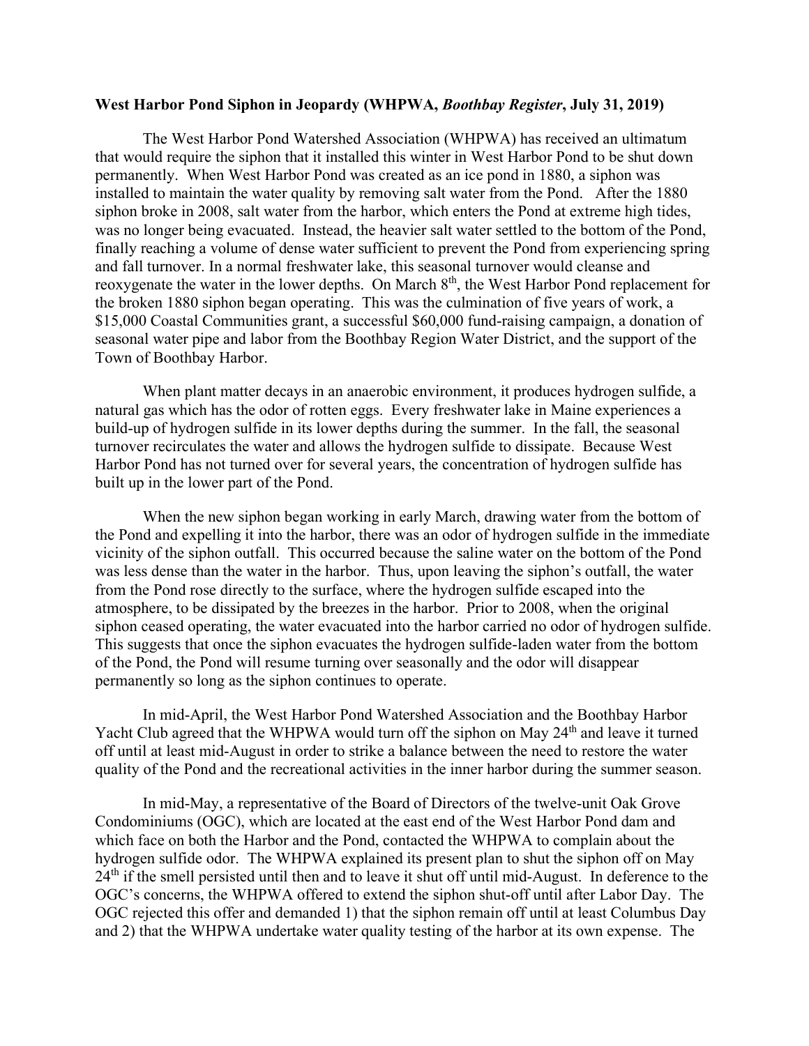**West Harbor Pond Siphon in Jeopardy (WHPWA, *Boothbay Register*, July 31, 2019)**

The West Harbor Pond Watershed Association (WHPWA) has received an ultimatum that would require the siphon that it installed this winter in West Harbor Pond to be shut down permanently. When West Harbor Pond was created as an ice pond in 1880, a siphon was installed to maintain the water quality by removing salt water from the Pond. After the 1880 siphon broke in 2008, salt water from the harbor, which enters the Pond at extreme high tides, was no longer being evacuated. Instead, the heavier salt water settled to the bottom of the Pond, finally reaching a volume of dense water sufficient to prevent the Pond from experiencing spring and fall turnover. In a normal freshwater lake, this seasonal turnover would cleanse and reoxygenate the water in the lower depths. On March 8th, the West Harbor Pond replacement for the broken 1880 siphon began operating. This was the culmination of five years of work, a $15,000 Coastal Communities grant, a successful $60,000 fund-raising campaign, a donation of seasonal water pipe and labor from the Boothbay Region Water District, and the support of the Town of Boothbay Harbor.

When plant matter decays in an anaerobic environment, it produces hydrogen sulfide, a natural gas which has the odor of rotten eggs. Every freshwater lake in Maine experiences a build-up of hydrogen sulfide in its lower depths during the summer. In the fall, the seasonal turnover recirculates the water and allows the hydrogen sulfide to dissipate. Because West Harbor Pond has not turned over for several years, the concentration of hydrogen sulfide has built up in the lower part of the Pond.

When the new siphon began working in early March, drawing water from the bottom of the Pond and expelling it into the harbor, there was an odor of hydrogen sulfide in the immediate vicinity of the siphon outfall. This occurred because the saline water on the bottom of the Pond was less dense than the water in the harbor. Thus, upon leaving the siphon's outfall, the water from the Pond rose directly to the surface, where the hydrogen sulfide escaped into the atmosphere, to be dissipated by the breezes in the harbor. Prior to 2008, when the original siphon ceased operating, the water evacuated into the harbor carried no odor of hydrogen sulfide. This suggests that once the siphon evacuates the hydrogen sulfide-laden water from the bottom of the Pond, the Pond will resume turning over seasonally and the odor will disappear permanently so long as the siphon continues to operate.

In mid-April, the West Harbor Pond Watershed Association and the Boothbay Harbor Yacht Club agreed that the WHPWA would turn off the siphon on May 24th and leave it turned off until at least mid-August in order to strike a balance between the need to restore the water quality of the Pond and the recreational activities in the inner harbor during the summer season.

In mid-May, a representative of the Board of Directors of the twelve-unit Oak Grove Condominiums (OGC), which are located at the east end of the West Harbor Pond dam and which face on both the Harbor and the Pond, contacted the WHPWA to complain about the hydrogen sulfide odor. The WHPWA explained its present plan to shut the siphon off on May 24th if the smell persisted until then and to leave it shut off until mid-August. In deference to the OGC's concerns, the WHPWA offered to extend the siphon shut-off until after Labor Day. The OGC rejected this offer and demanded 1) that the siphon remain off until at least Columbus Day and 2) that the WHPWA undertake water quality testing of the harbor at its own expense. The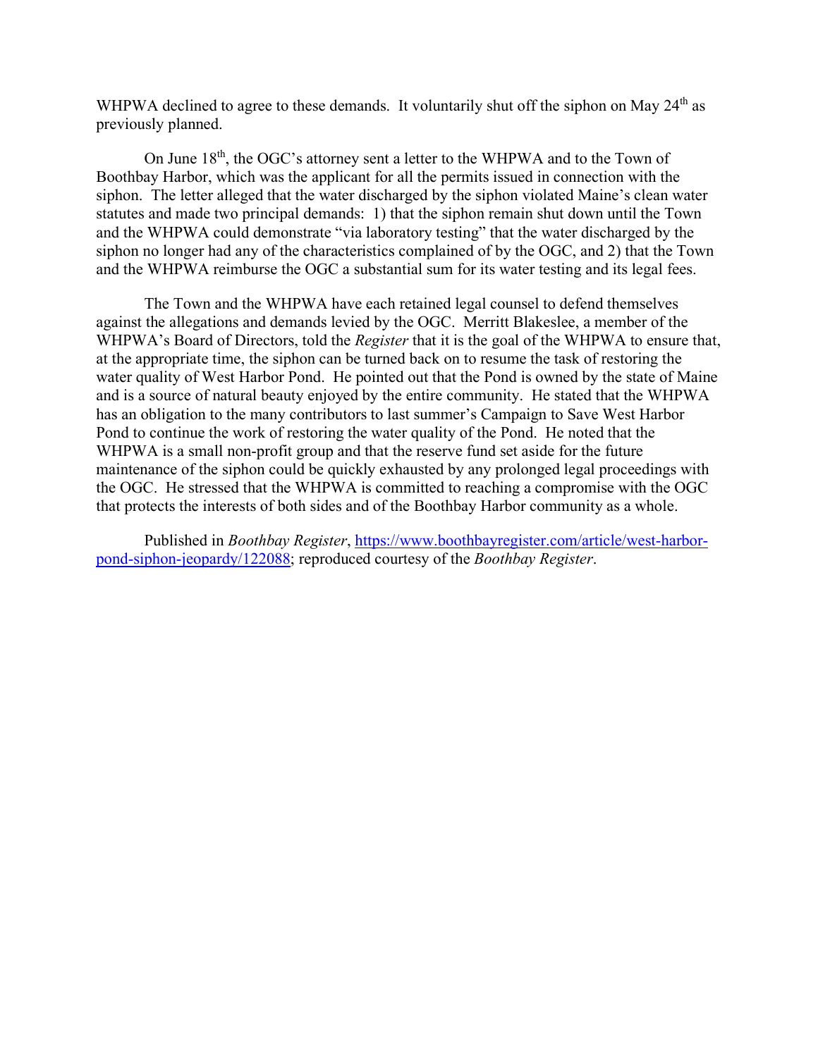WHPWA declined to agree to these demands. It voluntarily shut off the siphon on May 24th as previously planned.

On June 18th, the OGC's attorney sent a letter to the WHPWA and to the Town of Boothbay Harbor, which was the applicant for all the permits issued in connection with the siphon. The letter alleged that the water discharged by the siphon violated Maine's clean water statutes and made two principal demands: 1) that the siphon remain shut down until the Town and the WHPWA could demonstrate "via laboratory testing" that the water discharged by the siphon no longer had any of the characteristics complained of by the OGC, and 2) that the Town and the WHPWA reimburse the OGC a substantial sum for its water testing and its legal fees.

The Town and the WHPWA have each retained legal counsel to defend themselves against the allegations and demands levied by the OGC. Merritt Blakeslee, a member of the WHPWA's Board of Directors, told the *Register* that it is the goal of the WHPWA to ensure that, at the appropriate time, the siphon can be turned back on to resume the task of restoring the water quality of West Harbor Pond. He pointed out that the Pond is owned by the state of Maine and is a source of natural beauty enjoyed by the entire community. He stated that the WHPWA has an obligation to the many contributors to last summer's Campaign to Save West Harbor Pond to continue the work of restoring the water quality of the Pond. He noted that the WHPWA is a small non-profit group and that the reserve fund set aside for the future maintenance of the siphon could be quickly exhausted by any prolonged legal proceedings with the OGC. He stressed that the WHPWA is committed to reaching a compromise with the OGC that protects the interests of both sides and of the Boothbay Harbor community as a whole.

Published in *Boothbay Register*, https://www.boothbayregister.com/article/west-harbor-pond-siphon-jeopardy/122088; reproduced courtesy of the *Boothbay Register*.